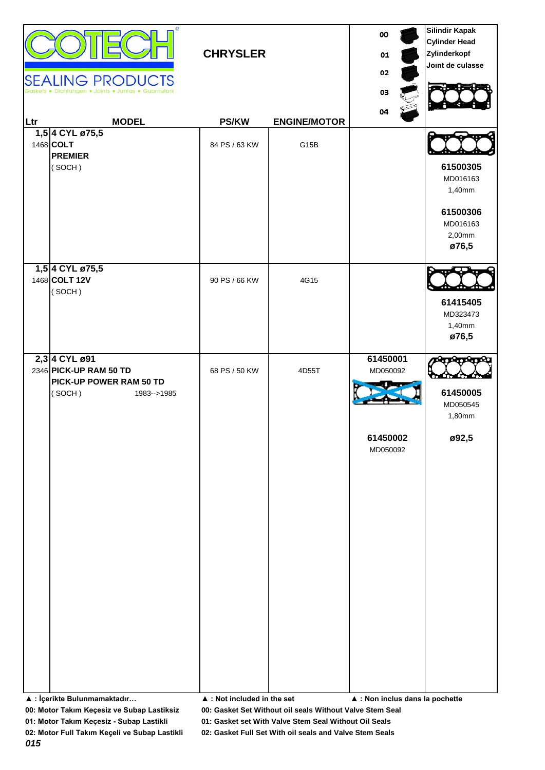COTECH SEALING PRODUCTS
Gaskets • Dichtungen • Joints • Juntas • Guarnizioni

## CHRYSLER

| Ltr | MODEL | PS/KW | ENGINE/MOTOR | 00 / 01 / 02 / 03 / 04 | Silindir Kapak / Cylinder Head / Zylinderkopf / Joınt de culasse |
|---|---|---|---|---|---|
| 1,5 / 1468 | **4 CYL ø75,5** / **COLT** / **PREMIER** / ( SOCH ) | 84 PS / 63 KW | G15B | | **61500305** MD016163 1,40mm / **61500306** MD016163 2,00mm **ø76,5** |
| 1,5 / 1468 | **4 CYL ø75,5** / **COLT 12V** / ( SOCH ) | 90 PS / 66 KW | 4G15 | | **61415405** MD323473 1,40mm **ø76,5** |
| 2,3 / 2346 | **4 CYL ø91** / **PICK-UP RAM 50 TD** / **PICK-UP POWER RAM 50 TD** / ( SOCH ) 1983-->1985 | 68 PS / 50 KW | 4D55T | **61450001** MD050092 / **61450002** MD050092 | **61450005** MD050545 1,80mm **ø92,5** |

**▲ : İçerikte Bulunmamaktadır…** **▲ : Not included in the set** **▲ : Non inclus dans la pochette**

**00: Motor Takım Keçesiz ve Subap Lastiksiz** **00: Gasket Set Without oil seals Without Valve Stem Seal**

**01: Motor Takım Keçesiz - Subap Lastikli** **01: Gasket set With Valve Stem Seal Without Oil Seals**

**02: Motor Full Takım Keçeli ve Subap Lastikli** **02: Gasket Full Set With oil seals and Valve Stem Seals**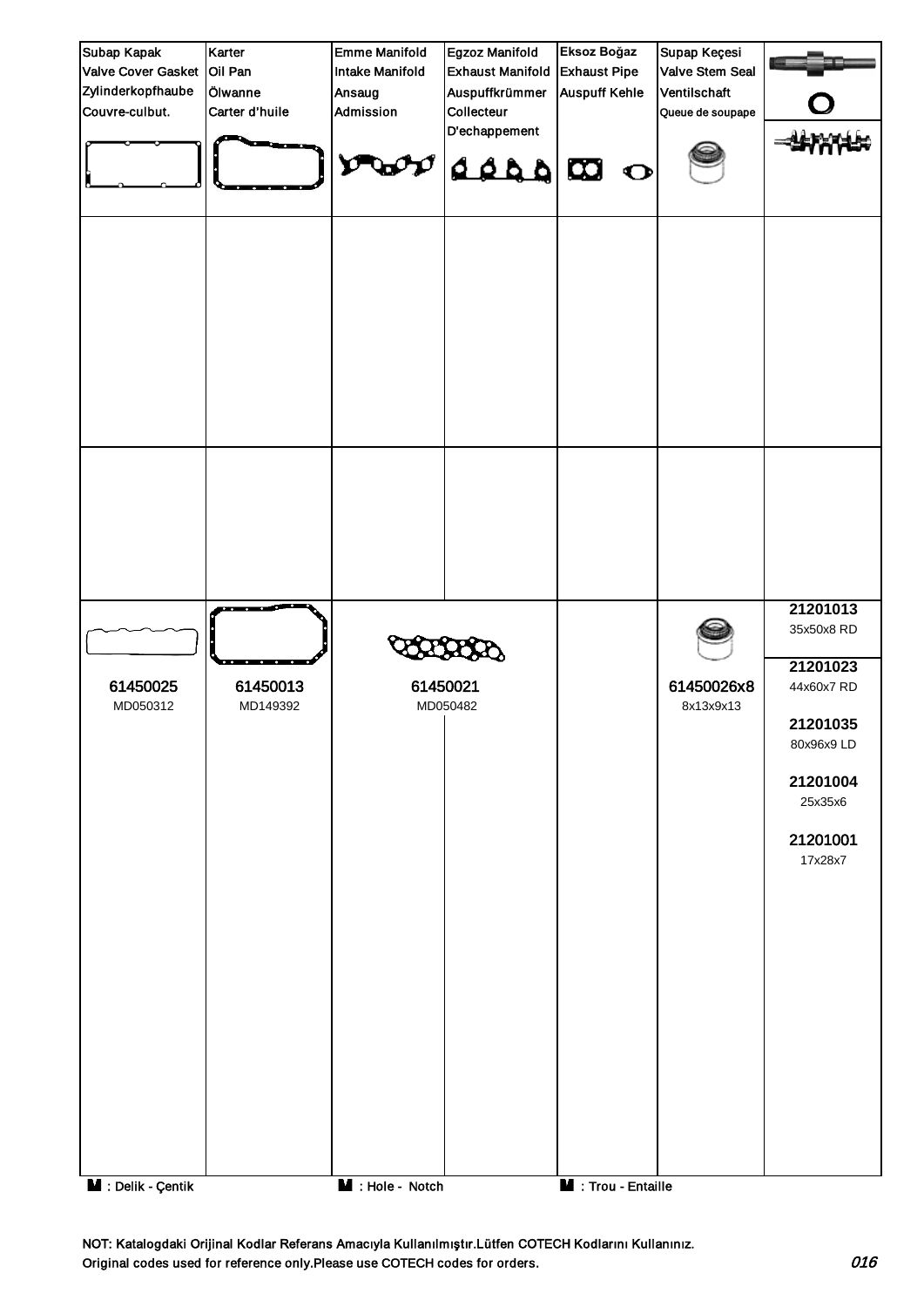| Subap Kapak<br>Valve Cover Gasket<br>Zylinderkopfhaube<br>Couvre-culbut. | Karter<br>Oil Pan<br>Ölwanne<br>Carter d'huile | Emme Manifold<br>Intake Manifold<br>Ansaug<br>Admission | Egzoz Manifold<br>Exhaust Manifold<br>Auspuffkrümmer<br>Collecteur<br>D'echappement | Eksoz Boğaz<br>Exhaust Pipe<br>Auspuff Kehle | Supap Keçesi<br>Valve Stem Seal<br>Ventilschaft<br>Queue de soupape | |
|---|---|---|---|---|---|---|
| | | | | | | |
| | | | | | | |
| 61450025<br>MD050312 | 61450013<br>MD149392 | 61450021<br>MD050482 | | | 61450026x8<br>8x13x9x13 | 21201013<br>35x50x8 RD<br>21201023<br>44x60x7 RD<br>21201035<br>80x96x9 LD<br>21201004<br>25x35x6<br>21201001<br>17x28x7 |

**M** : Delik - Çentik **M** : Hole - Notch **M** : Trou - Entaille

NOT: Katalogdaki Orijinal Kodlar Referans Amacıyla Kullanılmıştır.Lütfen COTECH Kodlarını Kullanınız.
Original codes used for reference only.Please use COTECH codes for orders.